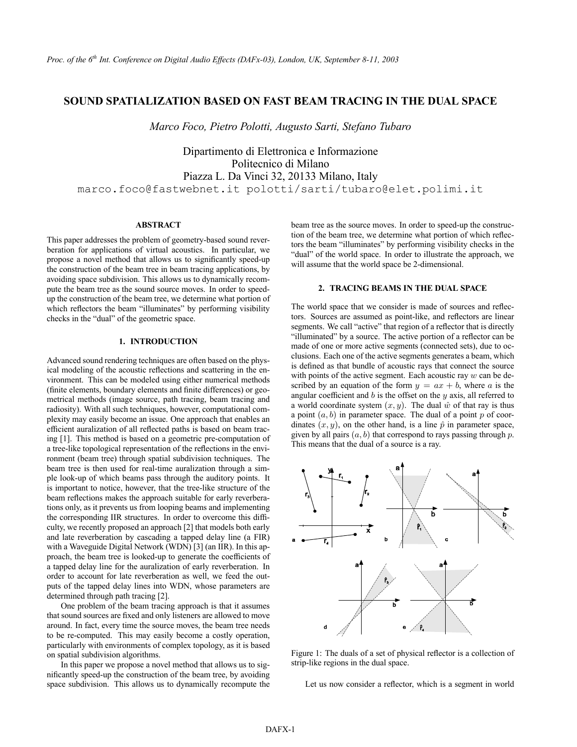*Proc. of the 6th Int. Conference on Digital Audio Effects (DAFx-03), London, UK, September 8-11, 2003*

# SOUND SPATIALIZATION BASED ON FAST BEAM TRACING IN THE DUAL SPACE

*Marco Foco, Pietro Polotti, Augusto Sarti, Stefano Tubaro*

Dipartimento di Elettronica e Informazione
Politecnico di Milano
Piazza L. Da Vinci 32, 20133 Milano, Italy
marco.foco@fastwebnet.it polotti/sarti/tubaro@elet.polimi.it

## ABSTRACT

This paper addresses the problem of geometry-based sound reverberation for applications of virtual acoustics. In particular, we propose a novel method that allows us to significantly speed-up the construction of the beam tree in beam tracing applications, by avoiding space subdivision. This allows us to dynamically recompute the beam tree as the sound source moves. In order to speed-up the construction of the beam tree, we determine what portion of which reflectors the beam "illuminates" by performing visibility checks in the "dual" of the geometric space.

## 1. INTRODUCTION

Advanced sound rendering techniques are often based on the physical modeling of the acoustic reflections and scattering in the environment. This can be modeled using either numerical methods (finite elements, boundary elements and finite differences) or geometrical methods (image source, path tracing, beam tracing and radiosity). With all such techniques, however, computational complexity may easily become an issue. One approach that enables an efficient auralization of all reflected paths is based on beam tracing [1]. This method is based on a geometric pre-computation of a tree-like topological representation of the reflections in the environment (beam tree) through spatial subdivision techniques. The beam tree is then used for real-time auralization through a simple look-up of which beams pass through the auditory points. It is important to notice, however, that the tree-like structure of the beam reflections makes the approach suitable for early reverberations only, as it prevents us from looping beams and implementing the corresponding IIR structures. In order to overcome this difficulty, we recently proposed an approach [2] that models both early and late reverberation by cascading a tapped delay line (a FIR) with a Waveguide Digital Network (WDN) [3] (an IIR). In this approach, the beam tree is looked-up to generate the coefficients of a tapped delay line for the auralization of early reverberation. In order to account for late reverberation as well, we feed the outputs of the tapped delay lines into WDN, whose parameters are determined through path tracing [2].

One problem of the beam tracing approach is that it assumes that sound sources are fixed and only listeners are allowed to move around. In fact, every time the source moves, the beam tree needs to be re-computed. This may easily become a costly operation, particularly with environments of complex topology, as it is based on spatial subdivision algorithms.

In this paper we propose a novel method that allows us to significantly speed-up the construction of the beam tree, by avoiding space subdivision. This allows us to dynamically recompute the beam tree as the source moves. In order to speed-up the construction of the beam tree, we determine what portion of which reflectors the beam "illuminates" by performing visibility checks in the "dual" of the world space. In order to illustrate the approach, we will assume that the world space be 2-dimensional.

## 2. TRACING BEAMS IN THE DUAL SPACE

The world space that we consider is made of sources and reflectors. Sources are assumed as point-like, and reflectors are linear segments. We call "active" that region of a reflector that is directly "illuminated" by a source. The active portion of a reflector can be made of one or more active segments (connected sets), due to occlusions. Each one of the active segments generates a beam, which is defined as that bundle of acoustic rays that connect the source with points of the active segment. Each acoustic ray $w$ can be described by an equation of the form $y = ax + b$, where $a$ is the angular coefficient and $b$ is the offset on the $y$ axis, all referred to a world coordinate system $(x, y)$. The dual $\hat{w}$ of that ray is thus a point $(a, b)$ in parameter space. The dual of a point $p$ of coordinates $(x, y)$, on the other hand, is a line $\hat{p}$ in parameter space, given by all pairs $(a, b)$ that correspond to rays passing through $p$. This means that the dual of a source is a ray.

Figure 1: The duals of a set of physical reflector is a collection of strip-like regions in the dual space.

Let us now consider a reflector, which is a segment in world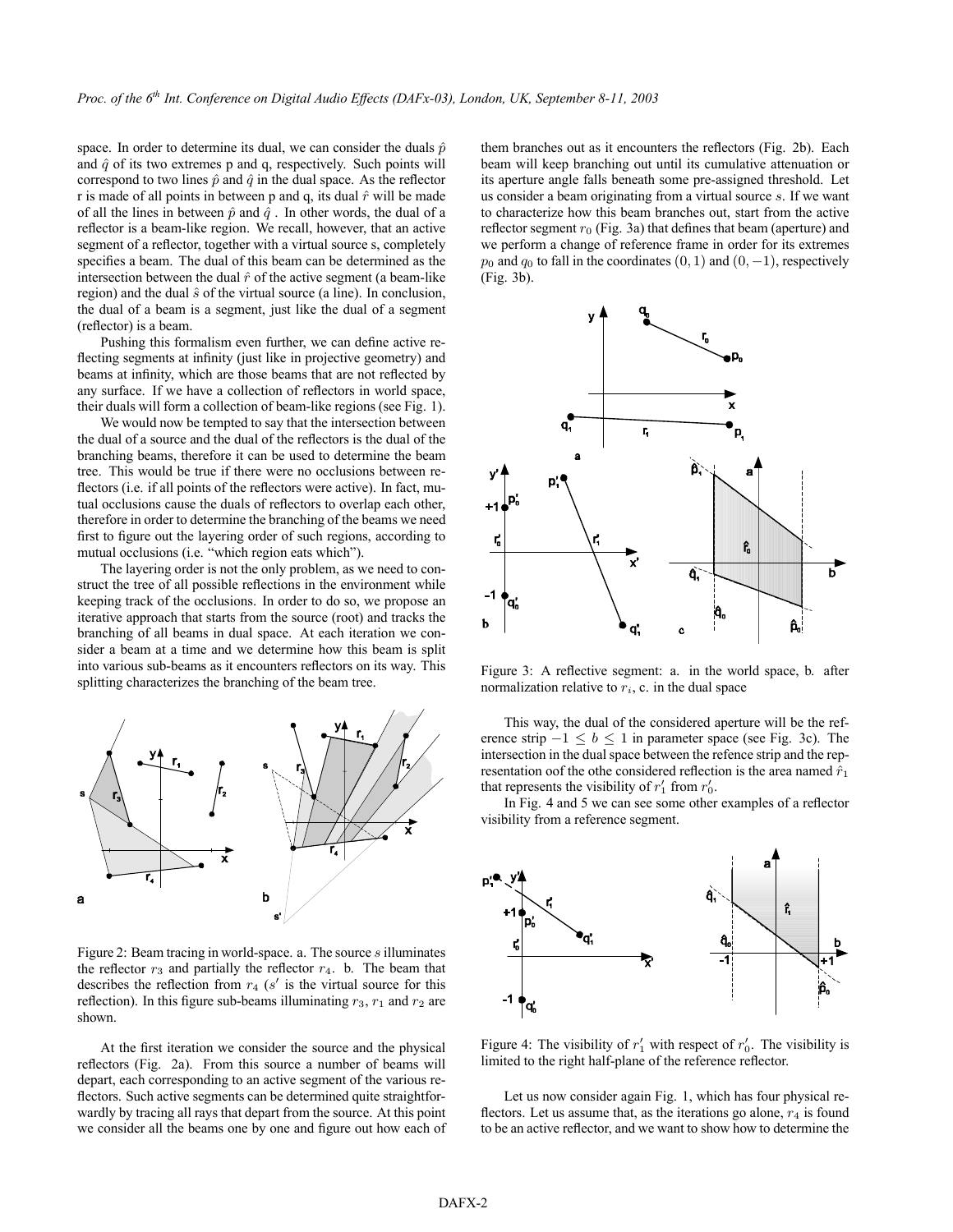space. In order to determine its dual, we can consider the duals $\hat{p}$ and $\hat{q}$ of its two extremes p and q, respectively. Such points will correspond to two lines $\hat{p}$ and $\hat{q}$ in the dual space. As the reflector r is made of all points in between p and q, its dual $\hat{r}$ will be made of all the lines in between $\hat{p}$ and $\hat{q}$ . In other words, the dual of a reflector is a beam-like region. We recall, however, that an active segment of a reflector, together with a virtual source s, completely specifies a beam. The dual of this beam can be determined as the intersection between the dual $\hat{r}$ of the active segment (a beam-like region) and the dual $\hat{s}$ of the virtual source (a line). In conclusion, the dual of a beam is a segment, just like the dual of a segment (reflector) is a beam.

Pushing this formalism even further, we can define active reflecting segments at infinity (just like in projective geometry) and beams at infinity, which are those beams that are not reflected by any surface. If we have a collection of reflectors in world space, their duals will form a collection of beam-like regions (see Fig. 1).

We would now be tempted to say that the intersection between the dual of a source and the dual of the reflectors is the dual of the branching beams, therefore it can be used to determine the beam tree. This would be true if there were no occlusions between reflectors (i.e. if all points of the reflectors were active). In fact, mutual occlusions cause the duals of reflectors to overlap each other, therefore in order to determine the branching of the beams we need first to figure out the layering order of such regions, according to mutual occlusions (i.e. "which region eats which").

The layering order is not the only problem, as we need to construct the tree of all possible reflections in the environment while keeping track of the occlusions. In order to do so, we propose an iterative approach that starts from the source (root) and tracks the branching of all beams in dual space. At each iteration we consider a beam at a time and we determine how this beam is split into various sub-beams as it encounters reflectors on its way. This splitting characterizes the branching of the beam tree.

Figure 2: Beam tracing in world-space. a. The source $s$ illuminates the reflector $r_3$ and partially the reflector $r_4$. b. The beam that describes the reflection from $r_4$ ($s'$ is the virtual source for this reflection). In this figure sub-beams illuminating $r_3$, $r_1$ and $r_2$ are shown.

At the first iteration we consider the source and the physical reflectors (Fig. 2a). From this source a number of beams will depart, each corresponding to an active segment of the various reflectors. Such active segments can be determined quite straightforwardly by tracing all rays that depart from the source. At this point we consider all the beams one by one and figure out how each of them branches out as it encounters the reflectors (Fig. 2b). Each beam will keep branching out until its cumulative attenuation or its aperture angle falls beneath some pre-assigned threshold. Let us consider a beam originating from a virtual source $s$. If we want to characterize how this beam branches out, start from the active reflector segment $r_0$ (Fig. 3a) that defines that beam (aperture) and we perform a change of reference frame in order for its extremes $p_0$ and $q_0$ to fall in the coordinates $(0, 1)$ and $(0, -1)$, respectively (Fig. 3b).

Figure 3: A reflective segment: a. in the world space, b. after normalization relative to $r_i$, c. in the dual space

This way, the dual of the considered aperture will be the reference strip $-1 \leq b \leq 1$ in parameter space (see Fig. 3c). The intersection in the dual space between the refence strip and the representation oof the othe considered reflection is the area named $\hat{r}_1$ that represents the visibility of $r'_1$ from $r'_0$.

In Fig. 4 and 5 we can see some other examples of a reflector visibility from a reference segment.

Figure 4: The visibility of $r'_1$ with respect of $r'_0$. The visibility is limited to the right half-plane of the reference reflector.

Let us now consider again Fig. 1, which has four physical reflectors. Let us assume that, as the iterations go alone, $r_4$ is found to be an active reflector, and we want to show how to determine the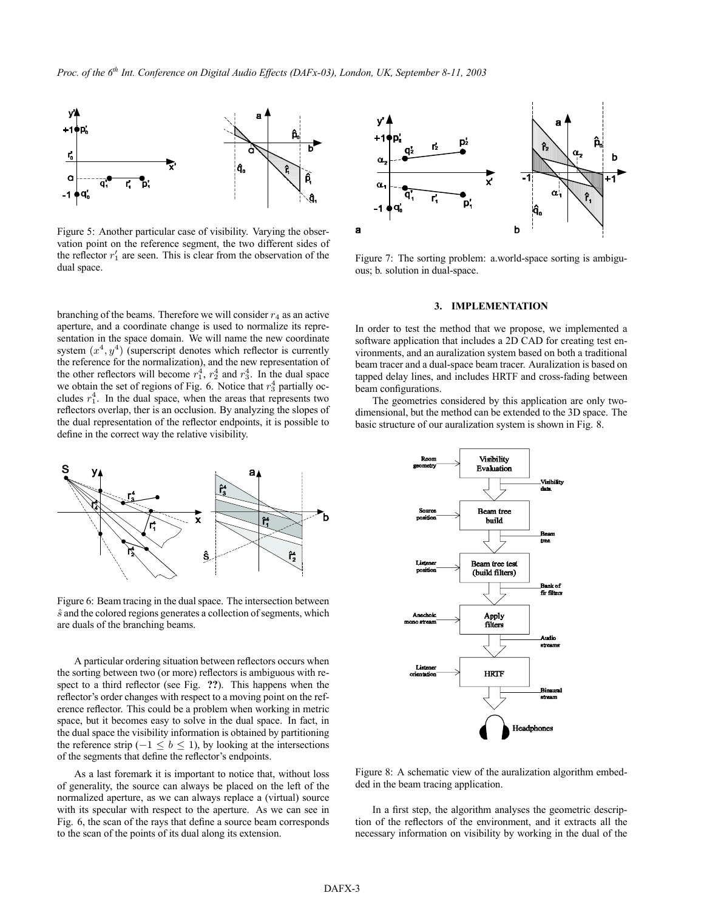Figure 5: Another particular case of visibility. Varying the observation point on the reference segment, the two different sides of the reflector $r'_1$ are seen. This is clear from the observation of the dual space.

branching of the beams. Therefore we will consider $r_4$ as an active aperture, and a coordinate change is used to normalize its representation in the space domain. We will name the new coordinate system $(x^4, y^4)$ (superscript denotes which reflector is currently the reference for the normalization), and the new representation of the other reflectors will become $r_1^4$, $r_2^4$ and $r_3^4$. In the dual space we obtain the set of regions of Fig. 6. Notice that $r_3^4$ partially occludes $r_1^4$. In the dual space, when the areas that represents two reflectors overlap, ther is an occlusion. By analyzing the slopes of the dual representation of the reflector endpoints, it is possible to define in the correct way the relative visibility.

Figure 6: Beam tracing in the dual space. The intersection between $\hat{s}$ and the colored regions generates a collection of segments, which are duals of the branching beams.

A particular ordering situation between reflectors occurs when the sorting between two (or more) reflectors is ambiguous with respect to a third reflector (see Fig. **??**). This happens when the reflector's order changes with respect to a moving point on the reference reflector. This could be a problem when working in metric space, but it becomes easy to solve in the dual space. In fact, in the dual space the visibility information is obtained by partitioning the reference strip ($-1 \leq b \leq 1$), by looking at the intersections of the segments that define the reflector's endpoints.

As a last foremark it is important to notice that, without loss of generality, the source can always be placed on the left of the normalized aperture, as we can always replace a (virtual) source with its specular with respect to the aperture. As we can see in Fig. 6, the scan of the rays that define a source beam corresponds to the scan of the points of its dual along its extension.

Figure 7: The sorting problem: a.world-space sorting is ambiguous; b. solution in dual-space.

### 3. IMPLEMENTATION

In order to test the method that we propose, we implemented a software application that includes a 2D CAD for creating test environments, and an auralization system based on both a traditional beam tracer and a dual-space beam tracer. Auralization is based on tapped delay lines, and includes HRTF and cross-fading between beam configurations.

The geometries considered by this application are only two-dimensional, but the method can be extended to the 3D space. The basic structure of our auralization system is shown in Fig. 8.

Figure 8: A schematic view of the auralization algorithm embedded in the beam tracing application.

In a first step, the algorithm analyses the geometric description of the reflectors of the environment, and it extracts all the necessary information on visibility by working in the dual of the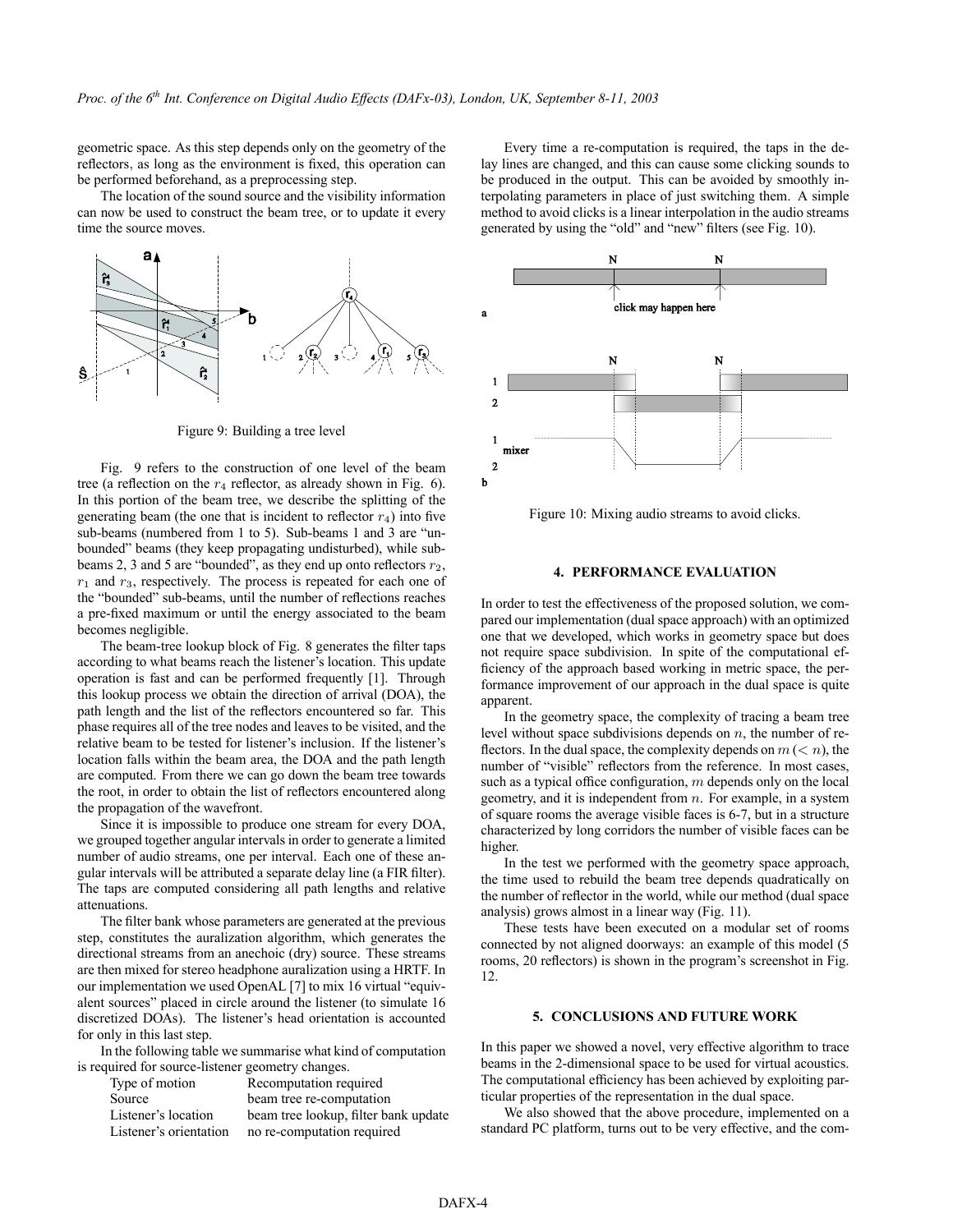geometric space. As this step depends only on the geometry of the reflectors, as long as the environment is fixed, this operation can be performed beforehand, as a preprocessing step.

The location of the sound source and the visibility information can now be used to construct the beam tree, or to update it every time the source moves.

Figure 9: Building a tree level

Fig. 9 refers to the construction of one level of the beam tree (a reflection on the $r_4$ reflector, as already shown in Fig. 6). In this portion of the beam tree, we describe the splitting of the generating beam (the one that is incident to reflector $r_4$) into five sub-beams (numbered from 1 to 5). Sub-beams 1 and 3 are "unbounded" beams (they keep propagating undisturbed), while sub-beams 2, 3 and 5 are "bounded", as they end up onto reflectors $r_2$, $r_1$ and $r_3$, respectively. The process is repeated for each one of the "bounded" sub-beams, until the number of reflections reaches a pre-fixed maximum or until the energy associated to the beam becomes negligible.

The beam-tree lookup block of Fig. 8 generates the filter taps according to what beams reach the listener's location. This update operation is fast and can be performed frequently [1]. Through this lookup process we obtain the direction of arrival (DOA), the path length and the list of the reflectors encountered so far. This phase requires all of the tree nodes and leaves to be visited, and the relative beam to be tested for listener's inclusion. If the listener's location falls within the beam area, the DOA and the path length are computed. From there we can go down the beam tree towards the root, in order to obtain the list of reflectors encountered along the propagation of the wavefront.

Since it is impossible to produce one stream for every DOA, we grouped together angular intervals in order to generate a limited number of audio streams, one per interval. Each one of these angular intervals will be attributed a separate delay line (a FIR filter). The taps are computed considering all path lengths and relative attenuations.

The filter bank whose parameters are generated at the previous step, constitutes the auralization algorithm, which generates the directional streams from an anechoic (dry) source. These streams are then mixed for stereo headphone auralization using a HRTF. In our implementation we used OpenAL [7] to mix 16 virtual "equivalent sources" placed in circle around the listener (to simulate 16 discretized DOAs). The listener's head orientation is accounted for only in this last step.

In the following table we summarise what kind of computation is required for source-listener geometry changes.

| Type of motion | Recomputation required |
| --- | --- |
| Source | beam tree re-computation |
| Listener's location | beam tree lookup, filter bank update |
| Listener's orientation | no re-computation required |

Every time a re-computation is required, the taps in the delay lines are changed, and this can cause some clicking sounds to be produced in the output. This can be avoided by smoothly interpolating parameters in place of just switching them. A simple method to avoid clicks is a linear interpolation in the audio streams generated by using the "old" and "new" filters (see Fig. 10).

Figure 10: Mixing audio streams to avoid clicks.

## 4. PERFORMANCE EVALUATION

In order to test the effectiveness of the proposed solution, we compared our implementation (dual space approach) with an optimized one that we developed, which works in geometry space but does not require space subdivision. In spite of the computational efficiency of the approach based working in metric space, the performance improvement of our approach in the dual space is quite apparent.

In the geometry space, the complexity of tracing a beam tree level without space subdivisions depends on $n$, the number of reflectors. In the dual space, the complexity depends on $m$ ($< n$), the number of "visible" reflectors from the reference. In most cases, such as a typical office configuration, $m$ depends only on the local geometry, and it is independent from $n$. For example, in a system of square rooms the average visible faces is 6-7, but in a structure characterized by long corridors the number of visible faces can be higher.

In the test we performed with the geometry space approach, the time used to rebuild the beam tree depends quadratically on the number of reflector in the world, while our method (dual space analysis) grows almost in a linear way (Fig. 11).

These tests have been executed on a modular set of rooms connected by not aligned doorways: an example of this model (5 rooms, 20 reflectors) is shown in the program's screenshot in Fig. 12.

## 5. CONCLUSIONS AND FUTURE WORK

In this paper we showed a novel, very effective algorithm to trace beams in the 2-dimensional space to be used for virtual acoustics. The computational efficiency has been achieved by exploiting particular properties of the representation in the dual space.

We also showed that the above procedure, implemented on a standard PC platform, turns out to be very effective, and the com-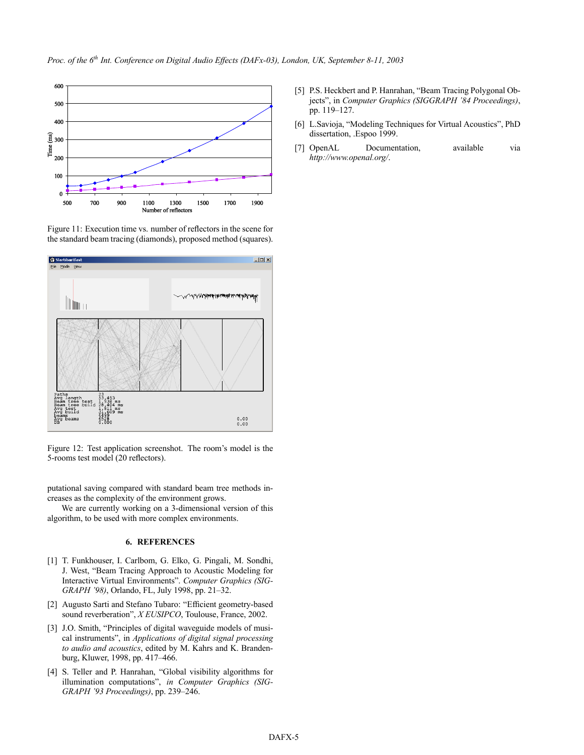600

500

400

300

200

100

0

Time (ms)

500 700 900 1100 1300 1500 1700 1900

Number of reflectors

Figure 11: Execution time vs. number of reflectors in the scene for the standard beam tracing (diamonds), proposed method (squares).

Slartibartfast

File Mode View

Paths 23
Avg length 53.453
Beam tree test 1.938 ms
Beam tree build 28.404 ms
Avg test 1.811 ms
Avg build 31.609 ms
beams 2499
Avg beams 2528
DB 0.000

0.00
0.00

Figure 12: Test application screenshot. The room's model is the 5-rooms test model (20 reflectors).

putational saving compared with standard beam tree methods increases as the complexity of the environment grows.

We are currently working on a 3-dimensional version of this algorithm, to be used with more complex environments.

## 6. REFERENCES

[1] T. Funkhouser, I. Carlbom, G. Elko, G. Pingali, M. Sondhi, J. West, "Beam Tracing Approach to Acoustic Modeling for Interactive Virtual Environments". *Computer Graphics (SIGGRAPH '98)*, Orlando, FL, July 1998, pp. 21–32.

[2] Augusto Sarti and Stefano Tubaro: "Efficient geometry-based sound reverberation", *X EUSIPCO*, Toulouse, France, 2002.

[3] J.O. Smith, "Principles of digital waveguide models of musical instruments", in *Applications of digital signal processing to audio and acoustics*, edited by M. Kahrs and K. Brandenburg, Kluwer, 1998, pp. 417–466.

[4] S. Teller and P. Hanrahan, "Global visibility algorithms for illumination computations", *in Computer Graphics (SIGGRAPH '93 Proceedings)*, pp. 239–246.

[5] P.S. Heckbert and P. Hanrahan, "Beam Tracing Polygonal Objects", in *Computer Graphics (SIGGRAPH '84 Proceedings)*, pp. 119–127.

[6] L.Savioja, "Modeling Techniques for Virtual Acoustics", PhD dissertation, .Espoo 1999.

[7] OpenAL Documentation, available via *http://www.openal.org/*.